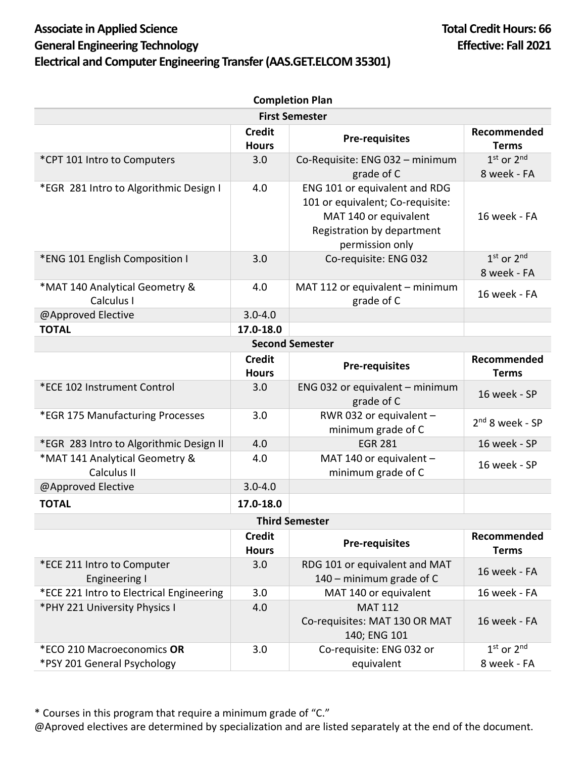**Associate in Applied Science**
**General Engineering Technology**
**Electrical and Computer Engineering Transfer (AAS.GET.ELCOM 35301)**

**Total Credit Hours: 66**
**Effective: Fall 2021**

**Completion Plan**

| **First Semester** | | | |
|---|---|---|---|
| | **Credit Hours** | **Pre-requisites** | **Recommended Terms** |
| *CPT 101 Intro to Computers | 3.0 | Co-Requisite: ENG 032 – minimum grade of C | 1st or 2nd 8 week - FA |
| *EGR 281 Intro to Algorithmic Design I | 4.0 | ENG 101 or equivalent and RDG 101 or equivalent; Co-requisite: MAT 140 or equivalent Registration by department permission only | 16 week - FA |
| *ENG 101 English Composition I | 3.0 | Co-requisite: ENG 032 | 1st or 2nd 8 week - FA |
| *MAT 140 Analytical Geometry & Calculus I | 4.0 | MAT 112 or equivalent – minimum grade of C | 16 week - FA |
| @Approved Elective | 3.0-4.0 | | |
| **TOTAL** | **17.0-18.0** | | |
| **Second Semester** | | | |
| | **Credit Hours** | **Pre-requisites** | **Recommended Terms** |
| *ECE 102 Instrument Control | 3.0 | ENG 032 or equivalent – minimum grade of C | 16 week - SP |
| *EGR 175 Manufacturing Processes | 3.0 | RWR 032 or equivalent – minimum grade of C | 2nd 8 week - SP |
| *EGR 283 Intro to Algorithmic Design II | 4.0 | EGR 281 | 16 week - SP |
| *MAT 141 Analytical Geometry & Calculus II | 4.0 | MAT 140 or equivalent – minimum grade of C | 16 week - SP |
| @Approved Elective | 3.0-4.0 | | |
| **TOTAL** | **17.0-18.0** | | |
| **Third Semester** | | | |
| | **Credit Hours** | **Pre-requisites** | **Recommended Terms** |
| *ECE 211 Intro to Computer Engineering I | 3.0 | RDG 101 or equivalent and MAT 140 – minimum grade of C | 16 week - FA |
| *ECE 221 Intro to Electrical Engineering | 3.0 | MAT 140 or equivalent | 16 week - FA |
| *PHY 221 University Physics I | 4.0 | MAT 112 Co-requisites: MAT 130 OR MAT 140; ENG 101 | 16 week - FA |
| *ECO 210 Macroeconomics **OR** *PSY 201 General Psychology | 3.0 | Co-requisite: ENG 032 or equivalent | 1st or 2nd 8 week - FA |

\* Courses in this program that require a minimum grade of "C."

@Aproved electives are determined by specialization and are listed separately at the end of the document.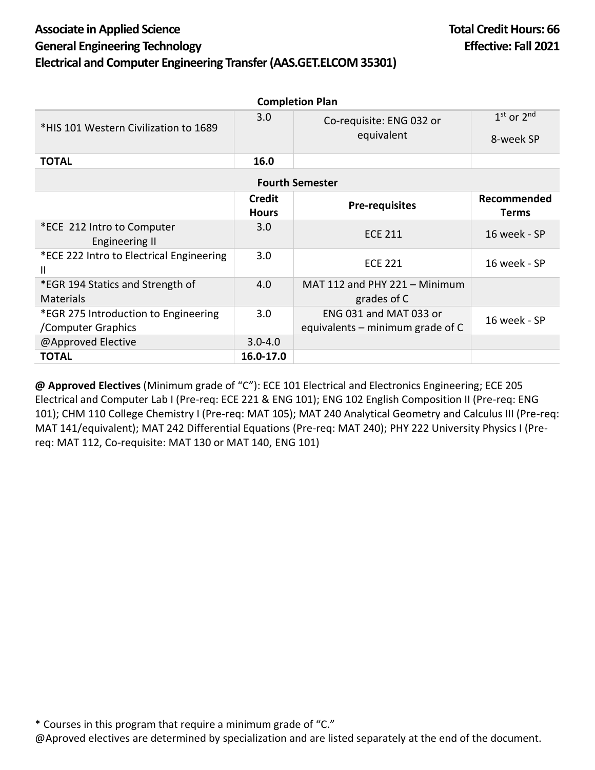**Associate in Applied Science**
**General Engineering Technology**
**Electrical and Computer Engineering Transfer (AAS.GET.ELCOM 35301)**

**Total Credit Hours: 66**
**Effective: Fall 2021**

**Completion Plan**

| | | | |
|---|---|---|---|
| *HIS 101 Western Civilization to 1689 | 3.0 | Co-requisite: ENG 032 or equivalent | 1st or 2nd 8-week SP |
| **TOTAL** | **16.0** | | |

**Fourth Semester**

| | Credit Hours | Pre-requisites | Recommended Terms |
|---|---|---|---|
| *ECE 212 Intro to Computer Engineering II | 3.0 | ECE 211 | 16 week - SP |
| *ECE 222 Intro to Electrical Engineering II | 3.0 | ECE 221 | 16 week - SP |
| *EGR 194 Statics and Strength of Materials | 4.0 | MAT 112 and PHY 221 – Minimum grades of C | |
| *EGR 275 Introduction to Engineering /Computer Graphics | 3.0 | ENG 031 and MAT 033 or equivalents – minimum grade of C | 16 week - SP |
| @Approved Elective | 3.0-4.0 | | |
| **TOTAL** | **16.0-17.0** | | |

**@ Approved Electives** (Minimum grade of "C"): ECE 101 Electrical and Electronics Engineering; ECE 205 Electrical and Computer Lab I (Pre-req: ECE 221 & ENG 101); ENG 102 English Composition II (Pre-req: ENG 101); CHM 110 College Chemistry I (Pre-req: MAT 105); MAT 240 Analytical Geometry and Calculus III (Pre-req: MAT 141/equivalent); MAT 242 Differential Equations (Pre-req: MAT 240); PHY 222 University Physics I (Pre-req: MAT 112, Co-requisite: MAT 130 or MAT 140, ENG 101)

\* Courses in this program that require a minimum grade of "C."
@Aproved electives are determined by specialization and are listed separately at the end of the document.